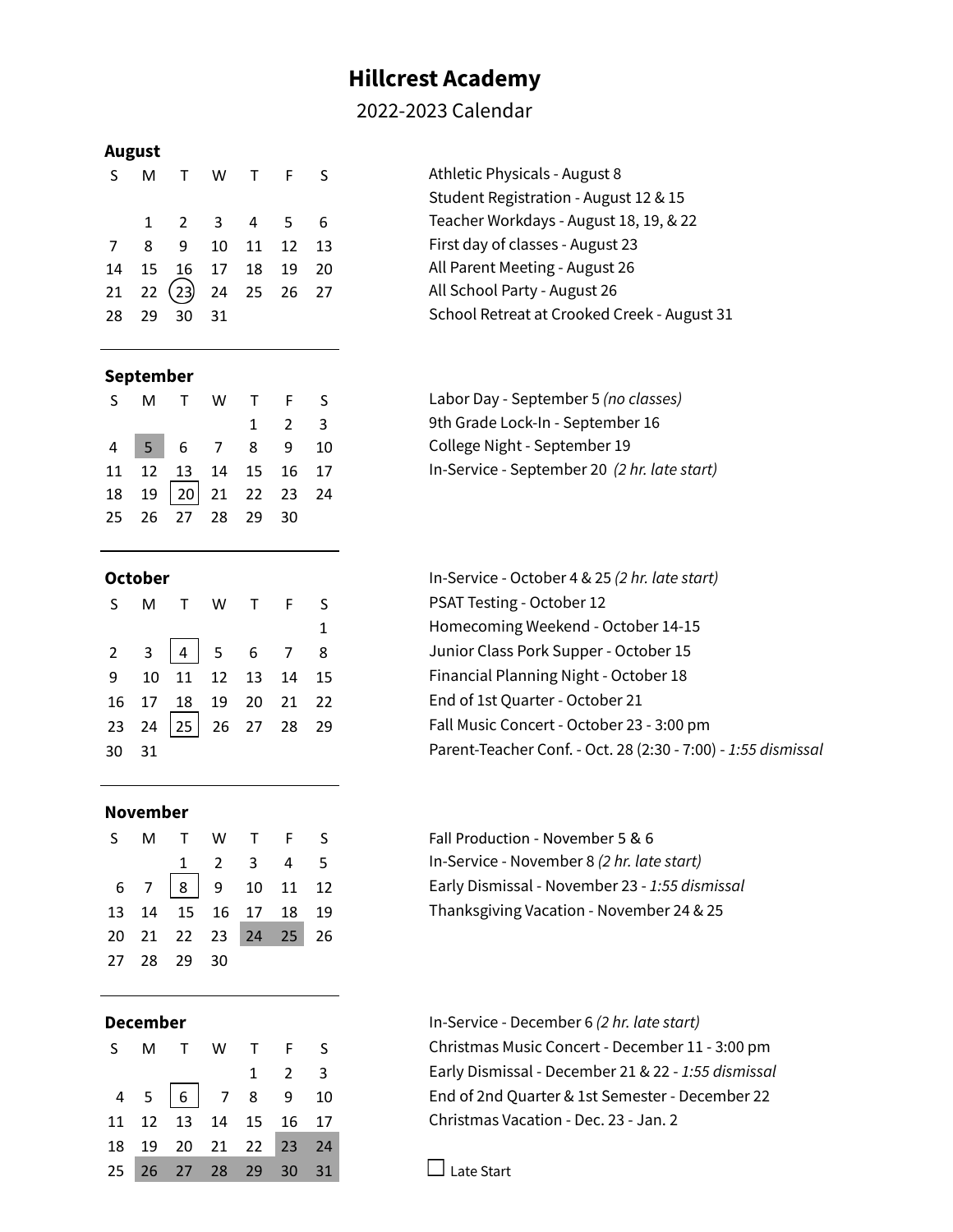# Hillcrest Academy

2022-2023 Calendar

## August

| S | M | T | W | T | F | S |
|---|---|---|---|---|---|---|
| | 1 | 2 | 3 | 4 | 5 | 6 |
| 7 | 8 | 9 | 10 | 11 | 12 | 13 |
| 14 | 15 | 16 | 17 | 18 | 19 | 20 |
| 21 | 22 | 23 | 24 | 25 | 26 | 27 |
| 28 | 29 | 30 | 31 | | | |

Athletic Physicals - August 8
Student Registration - August 12 & 15
Teacher Workdays - August 18, 19, & 22
First day of classes - August 23
All Parent Meeting - August 26
All School Party - August 26
School Retreat at Crooked Creek - August 31

## September

| S | M | T | W | T | F | S |
|---|---|---|---|---|---|---|
| | | | | 1 | 2 | 3 |
| 4 | 5 | 6 | 7 | 8 | 9 | 10 |
| 11 | 12 | 13 | 14 | 15 | 16 | 17 |
| 18 | 19 | 20 | 21 | 22 | 23 | 24 |
| 25 | 26 | 27 | 28 | 29 | 30 | |

Labor Day - September 5 *(no classes)*
9th Grade Lock-In - September 16
College Night - September 19
In-Service - September 20 *(2 hr. late start)*

## October

| S | M | T | W | T | F | S |
|---|---|---|---|---|---|---|
| | | | | | | 1 |
| 2 | 3 | 4 | 5 | 6 | 7 | 8 |
| 9 | 10 | 11 | 12 | 13 | 14 | 15 |
| 16 | 17 | 18 | 19 | 20 | 21 | 22 |
| 23 | 24 | 25 | 26 | 27 | 28 | 29 |
| 30 | 31 | | | | | |

In-Service - October 4 & 25 *(2 hr. late start)*
PSAT Testing - October 12
Homecoming Weekend - October 14-15
Junior Class Pork Supper - October 15
Financial Planning Night - October 18
End of 1st Quarter - October 21
Fall Music Concert - October 23 - 3:00 pm
Parent-Teacher Conf. - Oct. 28 (2:30 - 7:00) - *1:55 dismissal*

## November

| S | M | T | W | T | F | S |
|---|---|---|---|---|---|---|
| | | 1 | 2 | 3 | 4 | 5 |
| 6 | 7 | 8 | 9 | 10 | 11 | 12 |
| 13 | 14 | 15 | 16 | 17 | 18 | 19 |
| 20 | 21 | 22 | 23 | 24 | 25 | 26 |
| 27 | 28 | 29 | 30 | | | |

Fall Production - November 5 & 6
In-Service - November 8 *(2 hr. late start)*
Early Dismissal - November 23 - *1:55 dismissal*
Thanksgiving Vacation - November 24 & 25

## December

| S | M | T | W | T | F | S |
|---|---|---|---|---|---|---|
| | | | | 1 | 2 | 3 |
| 4 | 5 | 6 | 7 | 8 | 9 | 10 |
| 11 | 12 | 13 | 14 | 15 | 16 | 17 |
| 18 | 19 | 20 | 21 | 22 | 23 | 24 |
| 25 | 26 | 27 | 28 | 29 | 30 | 31 |

In-Service - December 6 *(2 hr. late start)*
Christmas Music Concert - December 11 - 3:00 pm
Early Dismissal - December 21 & 22 - *1:55 dismissal*
End of 2nd Quarter & 1st Semester - December 22
Christmas Vacation - Dec. 23 - Jan. 2

☐ Late Start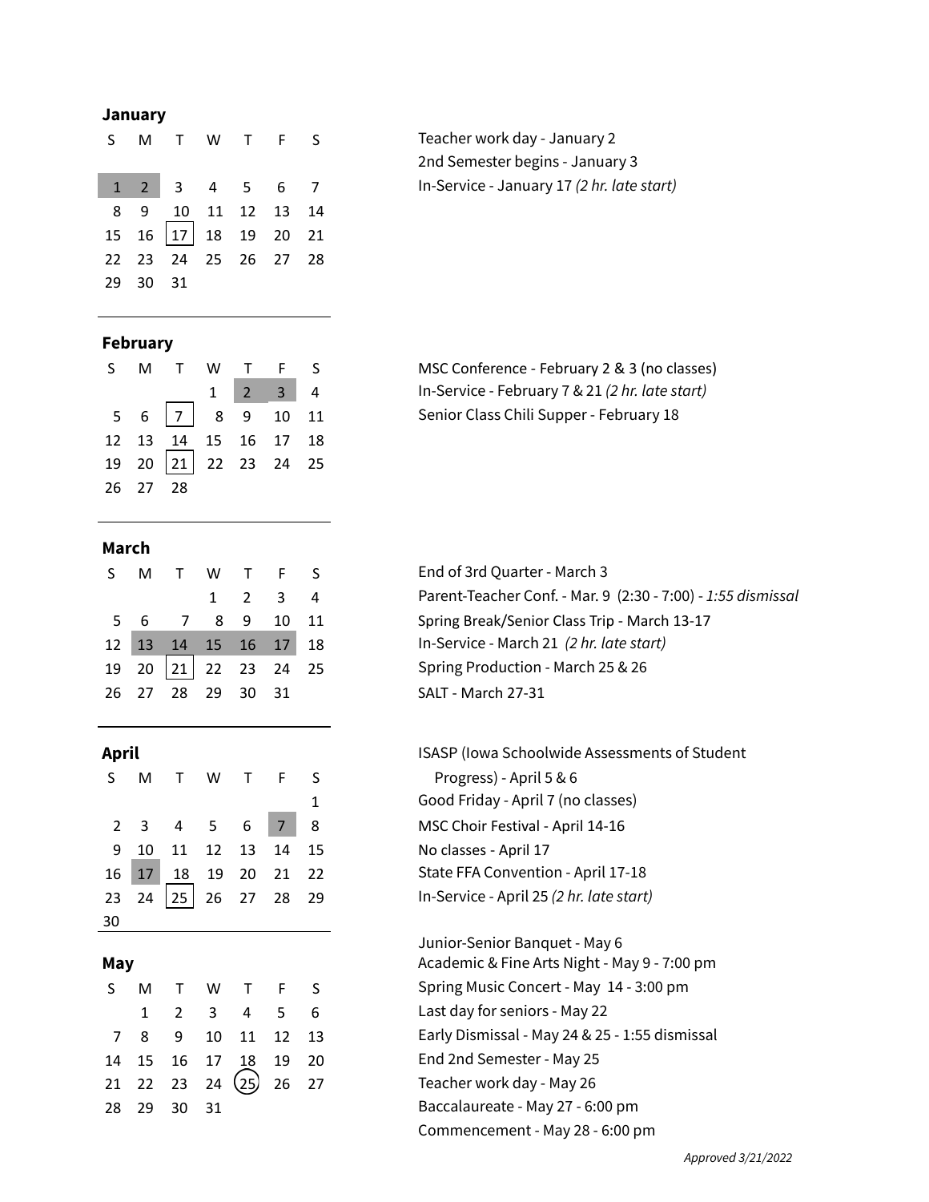**January**

| S | M | T | W | T | F | S |
|---|---|---|---|---|---|---|
| 1 | 2 | 3 | 4 | 5 | 6 | 7 |
| 8 | 9 | 10 | 11 | 12 | 13 | 14 |
| 15 | 16 | 17 | 18 | 19 | 20 | 21 |
| 22 | 23 | 24 | 25 | 26 | 27 | 28 |
| 29 | 30 | 31 | | | | |

Teacher work day - January 2
2nd Semester begins - January 3
In-Service - January 17 *(2 hr. late start)*

**February**

| S | M | T | W | T | F | S |
|---|---|---|---|---|---|---|
| | | | 1 | 2 | 3 | 4 |
| 5 | 6 | 7 | 8 | 9 | 10 | 11 |
| 12 | 13 | 14 | 15 | 16 | 17 | 18 |
| 19 | 20 | 21 | 22 | 23 | 24 | 25 |
| 26 | 27 | 28 | | | | |

MSC Conference - February 2 & 3 (no classes)
In-Service - February 7 & 21 *(2 hr. late start)*
Senior Class Chili Supper - February 18

**March**

| S | M | T | W | T | F | S |
|---|---|---|---|---|---|---|
| | | | 1 | 2 | 3 | 4 |
| 5 | 6 | 7 | 8 | 9 | 10 | 11 |
| 12 | 13 | 14 | 15 | 16 | 17 | 18 |
| 19 | 20 | 21 | 22 | 23 | 24 | 25 |
| 26 | 27 | 28 | 29 | 30 | 31 | |

End of 3rd Quarter - March 3
Parent-Teacher Conf. - Mar. 9 (2:30 - 7:00) - *1:55 dismissal*
Spring Break/Senior Class Trip - March 13-17
In-Service - March 21 *(2 hr. late start)*
Spring Production - March 25 & 26
SALT - March 27-31

**April**

| S | M | T | W | T | F | S |
|---|---|---|---|---|---|---|
| | | | | | | 1 |
| 2 | 3 | 4 | 5 | 6 | 7 | 8 |
| 9 | 10 | 11 | 12 | 13 | 14 | 15 |
| 16 | 17 | 18 | 19 | 20 | 21 | 22 |
| 23 | 24 | 25 | 26 | 27 | 28 | 29 |
| 30 | | | | | | |

ISASP (Iowa Schoolwide Assessments of Student Progress) - April 5 & 6
Good Friday - April 7 (no classes)
MSC Choir Festival - April 14-16
No classes - April 17
State FFA Convention - April 17-18
In-Service - April 25 *(2 hr. late start)*

**May**

| S | M | T | W | T | F | S |
|---|---|---|---|---|---|---|
| | 1 | 2 | 3 | 4 | 5 | 6 |
| 7 | 8 | 9 | 10 | 11 | 12 | 13 |
| 14 | 15 | 16 | 17 | 18 | 19 | 20 |
| 21 | 22 | 23 | 24 | 25 | 26 | 27 |
| 28 | 29 | 30 | 31 | | | |

Junior-Senior Banquet - May 6
Academic & Fine Arts Night - May 9 - 7:00 pm
Spring Music Concert - May 14 - 3:00 pm
Last day for seniors - May 22
Early Dismissal - May 24 & 25 - 1:55 dismissal
End 2nd Semester - May 25
Teacher work day - May 26
Baccalaureate - May 27 - 6:00 pm
Commencement - May 28 - 6:00 pm

*Approved 3/21/2022*